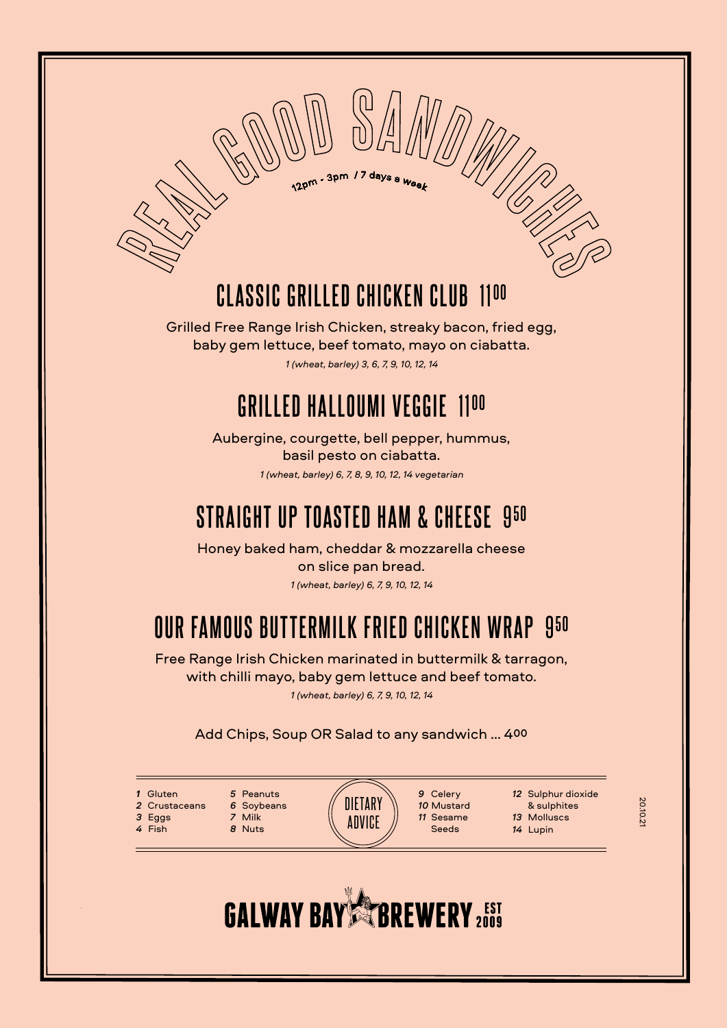# REAL GOOD SANDWICHES

12pm - 3pm / 7 days a week

## CLASSIC GRILLED CHICKEN CLUB 11⁰⁰

Grilled Free Range Irish Chicken, streaky bacon, fried egg, baby gem lettuce, beef tomato, mayo on ciabatta.

*1 (wheat, barley) 3, 6, 7, 9, 10, 12, 14*

## GRILLED HALLOUMI VEGGIE 11⁰⁰

Aubergine, courgette, bell pepper, hummus, basil pesto on ciabatta.

*1 (wheat, barley) 6, 7, 8, 9, 10, 12, 14 vegetarian*

## STRAIGHT UP TOASTED HAM & CHEESE 9⁵⁰

Honey baked ham, cheddar & mozzarella cheese on slice pan bread.

*1 (wheat, barley) 6, 7, 9, 10, 12, 14*

## OUR FAMOUS BUTTERMILK FRIED CHICKEN WRAP 9⁵⁰

Free Range Irish Chicken marinated in buttermilk & tarragon, with chilli mayo, baby gem lettuce and beef tomato.

*1 (wheat, barley) 6, 7, 9, 10, 12, 14*

Add Chips, Soup OR Salad to any sandwich ... 4⁰⁰

### DIETARY ADVICE

1 Gluten
2 Crustaceans
3 Eggs
4 Fish
5 Peanuts
6 Soybeans
7 Milk
8 Nuts
9 Celery
10 Mustard
11 Sesame Seeds
12 Sulphur dioxide & sulphites
13 Molluscs
14 Lupin

20.10.21

GALWAY BAY BREWERY EST 2009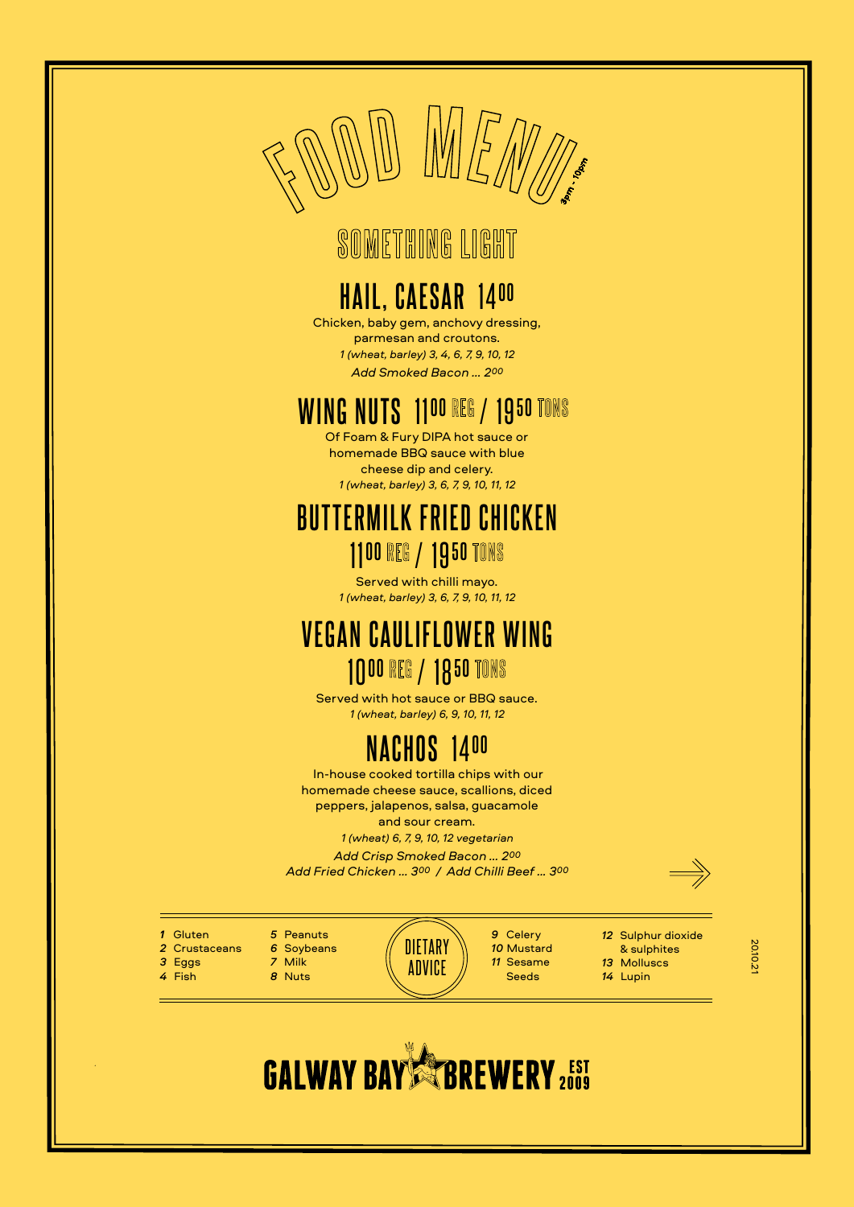# FOOD MENU

3pm - 10pm

## SOMETHING LIGHT

### HAIL, CAESAR 14.00

Chicken, baby gem, anchovy dressing, parmesan and croutons.

*1 (wheat, barley) 3, 4, 6, 7, 9, 10, 12*

*Add Smoked Bacon ... 2.00*

### WING NUTS 11.00 REG / 19.50 TONS

Of Foam & Fury DIPA hot sauce or homemade BBQ sauce with blue cheese dip and celery.

*1 (wheat, barley) 3, 6, 7, 9, 10, 11, 12*

### BUTTERMILK FRIED CHICKEN 11.00 REG / 19.50 TONS

Served with chilli mayo.

*1 (wheat, barley) 3, 6, 7, 9, 10, 11, 12*

### VEGAN CAULIFLOWER WING 10.00 REG / 18.50 TONS

Served with hot sauce or BBQ sauce.

*1 (wheat, barley) 6, 9, 10, 11, 12*

### NACHOS 14.00

In-house cooked tortilla chips with our homemade cheese sauce, scallions, diced peppers, jalapenos, salsa, guacamole and sour cream.

*1 (wheat) 6, 7, 9, 10, 12 vegetarian*

*Add Crisp Smoked Bacon ... 2.00*

*Add Fried Chicken ... 3.00 / Add Chilli Beef ... 3.00*

---

**DIETARY ADVICE**

1 Gluten
2 Crustaceans
3 Eggs
4 Fish
5 Peanuts
6 Soybeans
7 Milk
8 Nuts
9 Celery
10 Mustard
11 Sesame Seeds
12 Sulphur dioxide & sulphites
13 Molluscs
14 Lupin

20.10.21

GALWAY BAY BREWERY EST 2009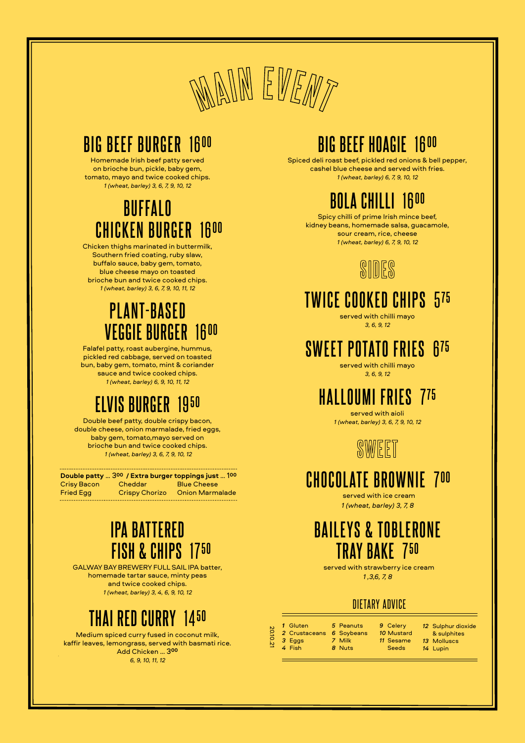# MAIN EVENT

## BIG BEEF BURGER 16.00

Homemade Irish beef patty served on brioche bun, pickle, baby gem, tomato, mayo and twice cooked chips.
*1 (wheat, barley) 3, 6, 7, 9, 10, 12*

## BUFFALO CHICKEN BURGER 16.00

Chicken thighs marinated in buttermilk, Southern fried coating, ruby slaw, buffalo sauce, baby gem, tomato, blue cheese mayo on toasted brioche bun and twice cooked chips.
*1 (wheat, barley) 3, 6, 7, 9, 10, 11, 12*

## PLANT-BASED VEGGIE BURGER 16.00

Falafel patty, roast aubergine, hummus, pickled red cabbage, served on toasted bun, baby gem, tomato, mint & coriander sauce and twice cooked chips.
*1 (wheat, barley) 6, 9, 10, 11, 12*

## ELVIS BURGER 19.50

Double beef patty, double crispy bacon, double cheese, onion marmalade, fried eggs, baby gem, tomato,mayo served on brioche bun and twice cooked chips.
*1 (wheat, barley) 3, 6, 7, 9, 10, 12*

**Double patty ... 3.00 / Extra burger toppings just ... 1.00**

| | | |
|---|---|---|
| Crisy Bacon | Cheddar | Blue Cheese |
| Fried Egg | Crispy Chorizo | Onion Marmalade |

## IPA BATTERED FISH & CHIPS 17.50

GALWAY BAY BREWERY FULL SAIL IPA batter, homemade tartar sauce, minty peas and twice cooked chips.
*1 (wheat, barley) 3, 4, 6, 9, 10, 12*

## THAI RED CURRY 14.50

Medium spiced curry fused in coconut milk, kaffir leaves, lemongrass, served with basmati rice.
Add Chicken ... 3.00
*6, 9, 10, 11, 12*

## BIG BEEF HOAGIE 16.00

Spiced deli roast beef, pickled red onions & bell pepper, cashel blue cheese and served with fries.
*1 (wheat, barley) 6, 7, 9, 10, 12*

## BOLA CHILLI 16.00

Spicy chilli of prime Irish mince beef, kidney beans, homemade salsa, guacamole, sour cream, rice, cheese
*1 (wheat, barley) 6, 7, 9, 10, 12*

# SIDES

## TWICE COOKED CHIPS 5.75

served with chilli mayo
*3, 6, 9, 12*

## SWEET POTATO FRIES 6.75

served with chilli mayo
*3, 6, 9, 12*

## HALLOUMI FRIES 7.75

served with aioli
*1 (wheat, barley) 3, 6, 7, 9, 10, 12*

# SWEET

## CHOCOLATE BROWNIE 7.00

served with ice cream
*1 (wheat, barley) 3, 7, 8*

## BAILEYS & TOBLERONE TRAY BAKE 7.50

served with strawberry ice cream
*1 ,3,6, 7, 8*

### DIETARY ADVICE

20.10.21

| | | | |
|---|---|---|---|
| *1* Gluten | *5* Peanuts | *9* Celery | *12* Sulphur dioxide & sulphites |
| *2* Crustaceans | *6* Soybeans | *10* Mustard | *13* Molluscs |
| *3* Eggs | *7* Milk | *11* Sesame Seeds | *14* Lupin |
| *4* Fish | *8* Nuts | | |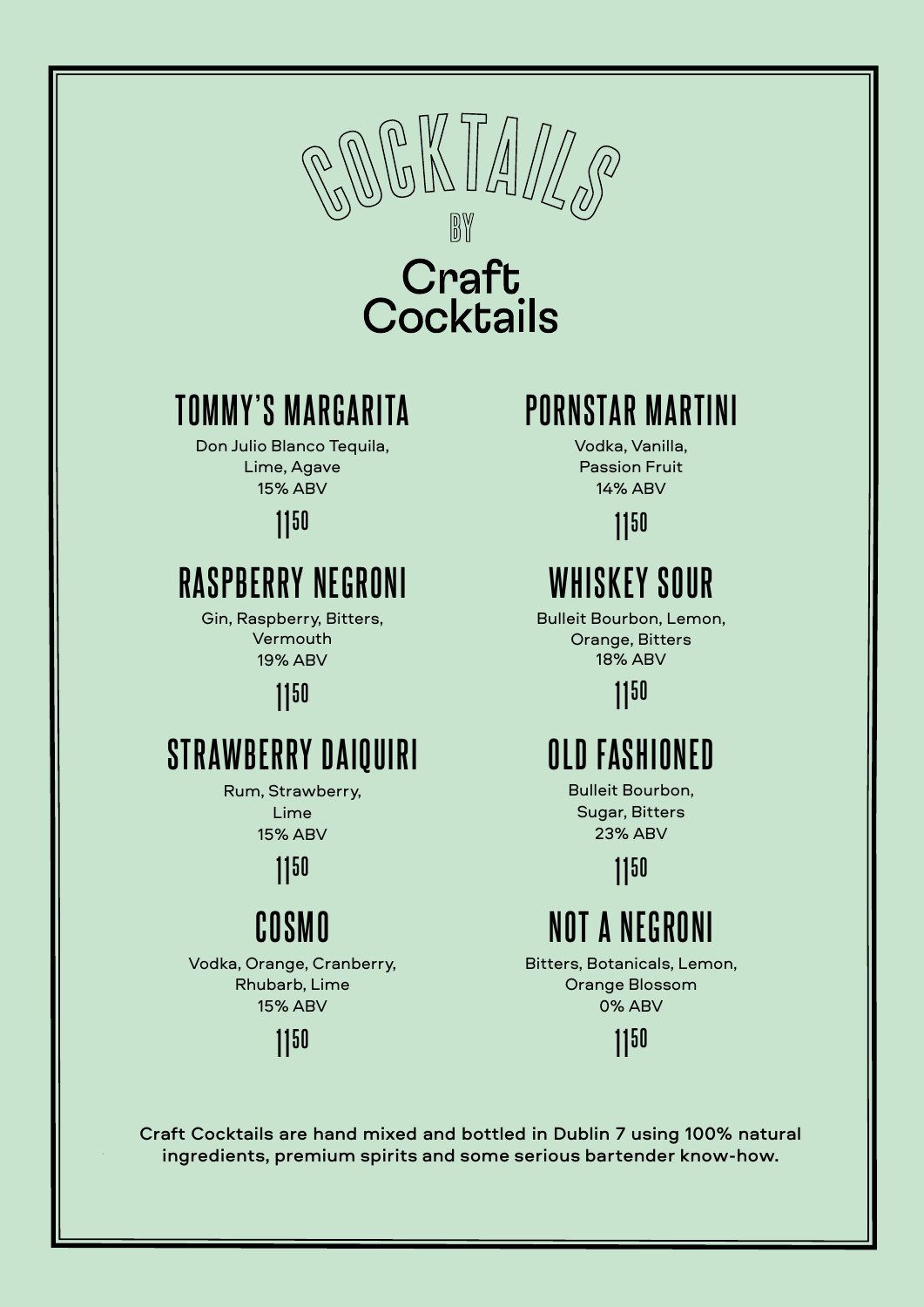# COCKTAILS BY Craft Cocktails

## TOMMY'S MARGARITA

Don Julio Blanco Tequila, Lime, Agave
15% ABV

11.50

## PORNSTAR MARTINI

Vodka, Vanilla, Passion Fruit
14% ABV

11.50

## RASPBERRY NEGRONI

Gin, Raspberry, Bitters, Vermouth
19% ABV

11.50

## WHISKEY SOUR

Bulleit Bourbon, Lemon, Orange, Bitters
18% ABV

11.50

## STRAWBERRY DAIQUIRI

Rum, Strawberry, Lime
15% ABV

11.50

## OLD FASHIONED

Bulleit Bourbon, Sugar, Bitters
23% ABV

11.50

## COSMO

Vodka, Orange, Cranberry, Rhubarb, Lime
15% ABV

11.50

## NOT A NEGRONI

Bitters, Botanicals, Lemon, Orange Blossom
0% ABV

11.50

**Craft Cocktails are hand mixed and bottled in Dublin 7 using 100% natural ingredients, premium spirits and some serious bartender know-how.**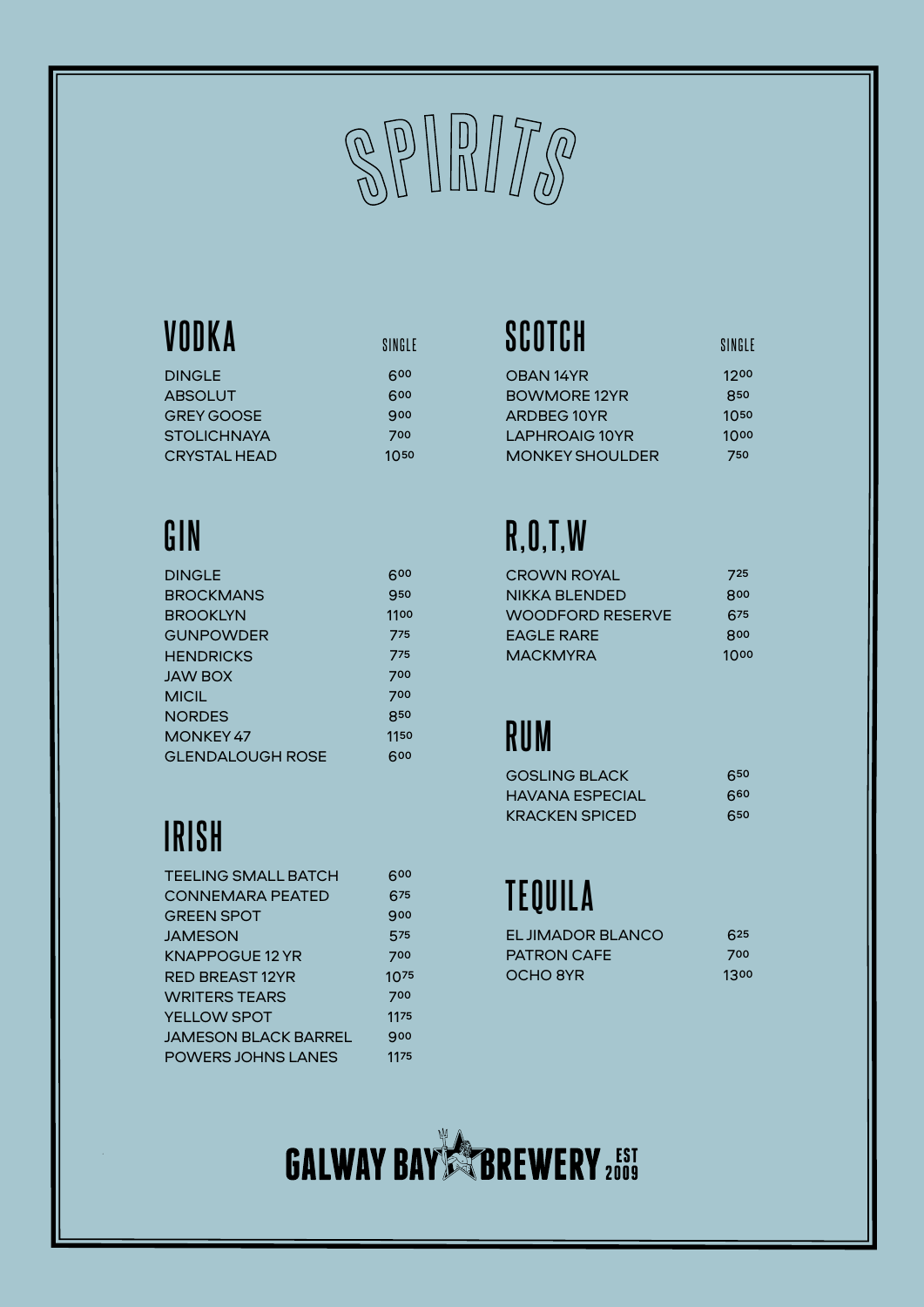# SPIRITS

## VODKA

| VODKA | SINGLE |
|---|---|
| DINGLE | 6.00 |
| ABSOLUT | 6.00 |
| GREY GOOSE | 9.00 |
| STOLICHNAYA | 7.00 |
| CRYSTAL HEAD | 10.50 |

## GIN

| GIN | |
|---|---|
| DINGLE | 6.00 |
| BROCKMANS | 9.50 |
| BROOKLYN | 11.00 |
| GUNPOWDER | 7.75 |
| HENDRICKS | 7.75 |
| JAW BOX | 7.00 |
| MICIL | 7.00 |
| NORDES | 8.50 |
| MONKEY 47 | 11.50 |
| GLENDALOUGH ROSE | 6.00 |

## IRISH

| IRISH | |
|---|---|
| TEELING SMALL BATCH | 6.00 |
| CONNEMARA PEATED | 6.75 |
| GREEN SPOT | 9.00 |
| JAMESON | 5.75 |
| KNAPPOGUE 12 YR | 7.00 |
| RED BREAST 12YR | 10.75 |
| WRITERS TEARS | 7.00 |
| YELLOW SPOT | 11.75 |
| JAMESON BLACK BARREL | 9.00 |
| POWERS JOHNS LANES | 11.75 |

## SCOTCH

| SCOTCH | SINGLE |
|---|---|
| OBAN 14YR | 12.00 |
| BOWMORE 12YR | 8.50 |
| ARDBEG 10YR | 10.50 |
| LAPHROAIG 10YR | 10.00 |
| MONKEY SHOULDER | 7.50 |

## R,O,T,W

| R,O,T,W | |
|---|---|
| CROWN ROYAL | 7.25 |
| NIKKA BLENDED | 8.00 |
| WOODFORD RESERVE | 6.75 |
| EAGLE RARE | 8.00 |
| MACKMYRA | 10.00 |

## RUM

| RUM | |
|---|---|
| GOSLING BLACK | 6.50 |
| HAVANA ESPECIAL | 6.60 |
| KRACKEN SPICED | 6.50 |

## TEQUILA

| TEQUILA | |
|---|---|
| EL JIMADOR BLANCO | 6.25 |
| PATRON CAFE | 7.00 |
| OCHO 8YR | 13.00 |

GALWAY BAY BREWERY EST 2009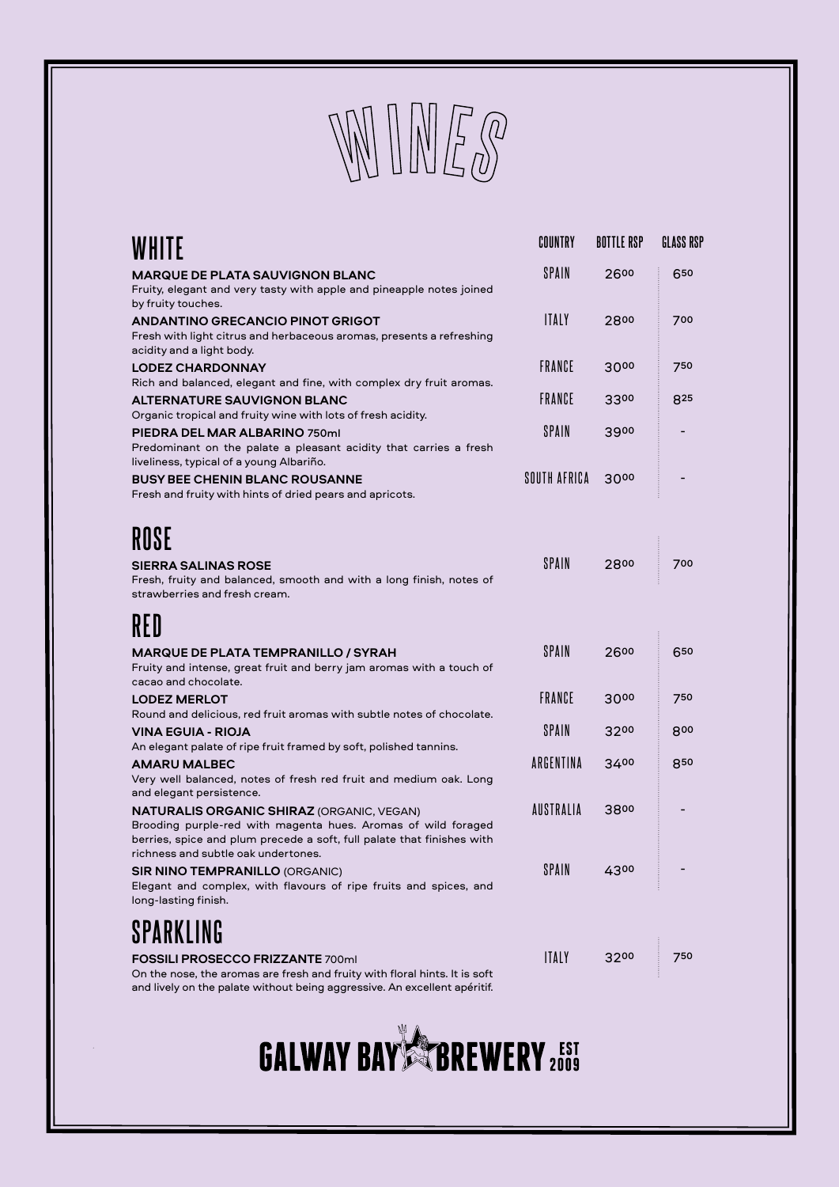# WINES

| WHITE | COUNTRY | BOTTLE RSP | GLASS RSP |
|---|---|---|---|
| **MARQUE DE PLATA SAUVIGNON BLANC**<br>Fruity, elegant and very tasty with apple and pineapple notes joined by fruity touches. | SPAIN | 26.00 | 6.50 |
| **ANDANTINO GRECANCIO PINOT GRIGOT**<br>Fresh with light citrus and herbaceous aromas, presents a refreshing acidity and a light body. | ITALY | 28.00 | 7.00 |
| **LODEZ CHARDONNAY**<br>Rich and balanced, elegant and fine, with complex dry fruit aromas. | FRANCE | 30.00 | 7.50 |
| **ALTERNATURE SAUVIGNON BLANC**<br>Organic tropical and fruity wine with lots of fresh acidity. | FRANCE | 33.00 | 8.25 |
| **PIEDRA DEL MAR ALBARINO** 750ml<br>Predominant on the palate a pleasant acidity that carries a fresh liveliness, typical of a young Albariño. | SPAIN | 39.00 | - |
| **BUSY BEE CHENIN BLANC ROUSANNE**<br>Fresh and fruity with hints of dried pears and apricots. | SOUTH AFRICA | 30.00 | - |

## ROSE

| ROSE | COUNTRY | BOTTLE RSP | GLASS RSP |
|---|---|---|---|
| **SIERRA SALINAS ROSE**<br>Fresh, fruity and balanced, smooth and with a long finish, notes of strawberries and fresh cream. | SPAIN | 28.00 | 7.00 |

## RED

| RED | COUNTRY | BOTTLE RSP | GLASS RSP |
|---|---|---|---|
| **MARQUE DE PLATA TEMPRANILLO / SYRAH**<br>Fruity and intense, great fruit and berry jam aromas with a touch of cacao and chocolate. | SPAIN | 26.00 | 6.50 |
| **LODEZ MERLOT**<br>Round and delicious, red fruit aromas with subtle notes of chocolate. | FRANCE | 30.00 | 7.50 |
| **VINA EGUIA - RIOJA**<br>An elegant palate of ripe fruit framed by soft, polished tannins. | SPAIN | 32.00 | 8.00 |
| **AMARU MALBEC**<br>Very well balanced, notes of fresh red fruit and medium oak. Long and elegant persistence. | ARGENTINA | 34.00 | 8.50 |
| **NATURALIS ORGANIC SHIRAZ** (ORGANIC, VEGAN)<br>Brooding purple-red with magenta hues. Aromas of wild foraged berries, spice and plum precede a soft, full palate that finishes with richness and subtle oak undertones. | AUSTRALIA | 38.00 | - |
| **SIR NINO TEMPRANILLO** (ORGANIC)<br>Elegant and complex, with flavours of ripe fruits and spices, and long-lasting finish. | SPAIN | 43.00 | - |

## SPARKLING

| SPARKLING | COUNTRY | BOTTLE RSP | GLASS RSP |
|---|---|---|---|
| **FOSSILI PROSECCO FRIZZANTE** 700ml<br>On the nose, the aromas are fresh and fruity with floral hints. It is soft and lively on the palate without being aggressive. An excellent apéritif. | ITALY | 32.00 | 7.50 |

GALWAY BAY BREWERY EST 2009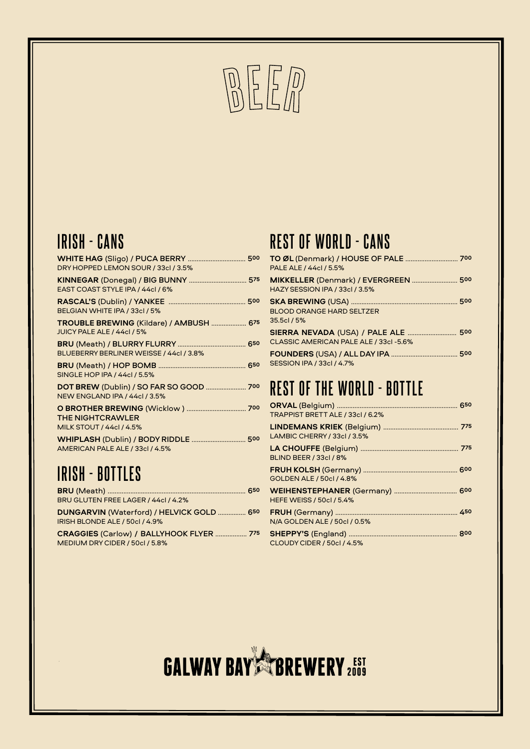# BEER

## IRISH - CANS

**WHITE HAG** (Sligo) / **PUCA BERRY** ........ 5⁰⁰
DRY HOPPED LEMON SOUR / 33cl / 3.5%

**KINNEGAR** (Donegal) / **BIG BUNNY** ........ 5⁷⁵
EAST COAST STYLE IPA / 44cl / 6%

**RASCAL'S** (Dublin) / **YANKEE** ........ 5⁰⁰
BELGIAN WHITE IPA / 33cl / 5%

**TROUBLE BREWING** (Kildare) / **AMBUSH** ........ 6⁷⁵
JUICY PALE ALE / 44cl / 5%

**BRU** (Meath) / **BLURRY FLURRY** ........ 6⁵⁰
BLUEBERRY BERLINER WEISSE / 44cl / 3.8%

**BRU** (Meath) / **HOP BOMB** ........ 6⁵⁰
SINGLE HOP IPA / 44cl / 5.5%

**DOT BREW** (Dublin) / **SO FAR SO GOOD** ........ 7⁰⁰
NEW ENGLAND IPA / 44cl / 3.5%

**O BROTHER BREWING** (Wicklow ) ........ 7⁰⁰
**THE NIGHTCRAWLER**
MILK STOUT / 44cl / 4.5%

**WHIPLASH** (Dublin) / **BODY RIDDLE** ........ 5⁰⁰
AMERICAN PALE ALE / 33cl / 4.5%

## IRISH - BOTTLES

**BRU** (Meath) ........ 6⁵⁰
BRU GLUTEN FREE LAGER / 44cl / 4.2%

**DUNGARVIN** (Waterford) / **HELVICK GOLD** ........ 6⁵⁰
IRISH BLONDE ALE / 50cl / 4.9%

**CRAGGIES** (Carlow) / **BALLYHOOK FLYER** ........ 7⁷⁵
MEDIUM DRY CIDER / 50cl / 5.8%

## REST OF WORLD - CANS

**TO ØL** (Denmark) / **HOUSE OF PALE** ........ 7⁰⁰
PALE ALE / 44cl / 5.5%

**MIKKELLER** (Denmark) / **EVERGREEN** ........ 5⁰⁰
HAZY SESSION IPA / 33cl / 3.5%

**SKA BREWING** (USA) ........ 5⁰⁰
BLOOD ORANGE HARD SELTZER
35.5cl / 5%

**SIERRA NEVADA** (USA) / **PALE ALE** ........ 5⁰⁰
CLASSIC AMERICAN PALE ALE / 33cl -5.6%

**FOUNDERS** (USA) / **ALL DAY IPA** ........ 5⁰⁰
SESSION IPA / 33cl / 4.7%

## REST OF THE WORLD - BOTTLE

**ORVAL** (Belgium) ........ 6⁵⁰
TRAPPIST BRETT ALE / 33cl / 6.2%

**LINDEMANS KRIEK** (Belgium) ........ 7⁷⁵
LAMBIC CHERRY / 33cl / 3.5%

**LA CHOUFFE** (Belgium) ........ 7⁷⁵
BLIND BEER / 33cl / 8%

**FRUH KOLSH** (Germany) ........ 6⁰⁰
GOLDEN ALE / 50cl / 4.8%

**WEIHENSTEPHANER** (Germany) ........ 6⁰⁰
HEFE WEISS / 50cl / 5.4%

**FRUH** (Germany) ........ 4⁵⁰
N/A GOLDEN ALE / 50cl / 0.5%

**SHEPPY'S** (England) ........ 8⁰⁰
CLOUDY CIDER / 50cl / 4.5%

GALWAY BAY BREWERY EST 2009